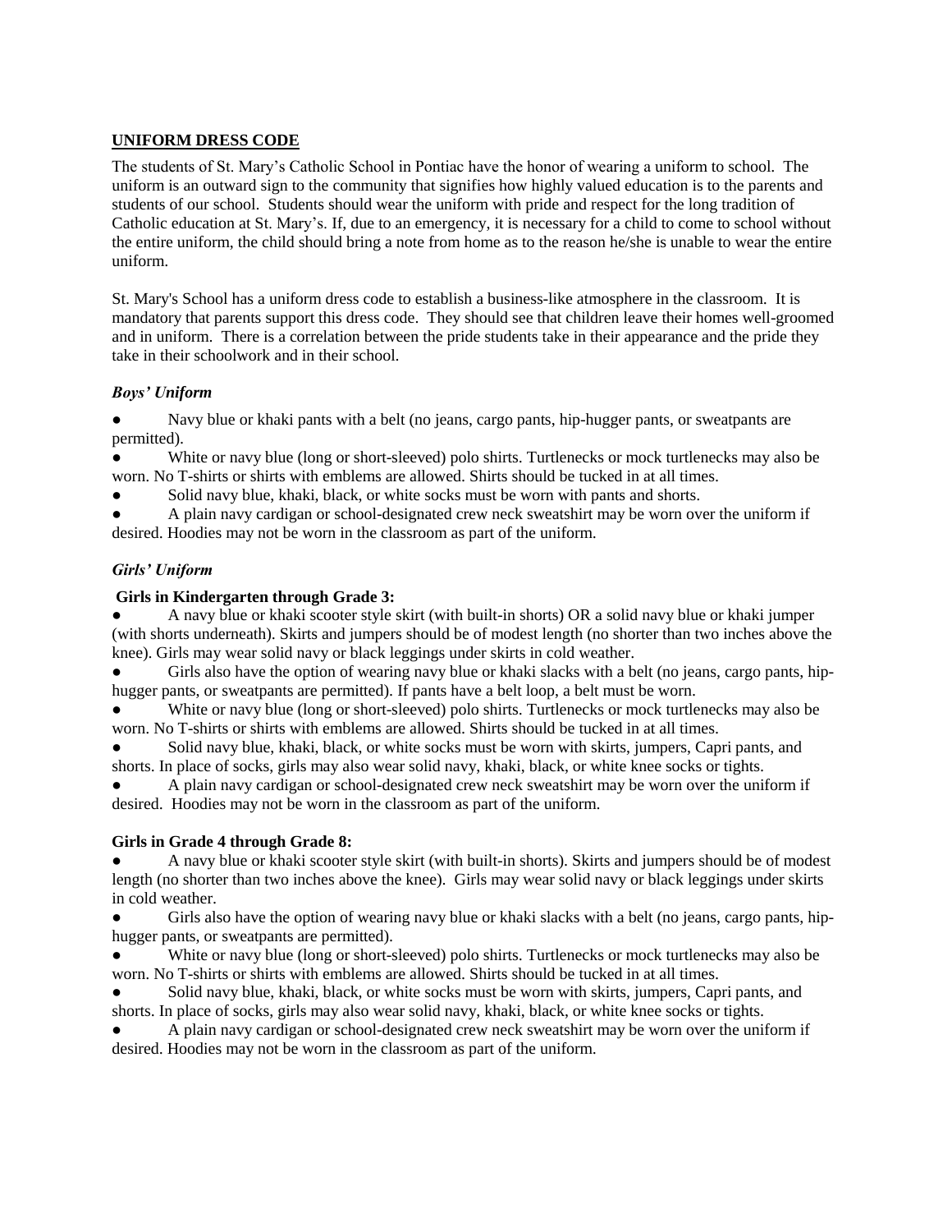## UNIFORM DRESS CODE

The students of St. Mary's Catholic School in Pontiac have the honor of wearing a uniform to school. The uniform is an outward sign to the community that signifies how highly valued education is to the parents and students of our school. Students should wear the uniform with pride and respect for the long tradition of Catholic education at St. Mary's. If, due to an emergency, it is necessary for a child to come to school without the entire uniform, the child should bring a note from home as to the reason he/she is unable to wear the entire uniform.

St. Mary's School has a uniform dress code to establish a business-like atmosphere in the classroom. It is mandatory that parents support this dress code. They should see that children leave their homes well-groomed and in uniform. There is a correlation between the pride students take in their appearance and the pride they take in their schoolwork and in their school.

### *Boys' Uniform*

- Navy blue or khaki pants with a belt (no jeans, cargo pants, hip-hugger pants, or sweatpants are permitted).
- White or navy blue (long or short-sleeved) polo shirts. Turtlenecks or mock turtlenecks may also be worn. No T-shirts or shirts with emblems are allowed. Shirts should be tucked in at all times.
- Solid navy blue, khaki, black, or white socks must be worn with pants and shorts.
- A plain navy cardigan or school-designated crew neck sweatshirt may be worn over the uniform if desired. Hoodies may not be worn in the classroom as part of the uniform.

### *Girls' Uniform*

**Girls in Kindergarten through Grade 3:**

- A navy blue or khaki scooter style skirt (with built-in shorts) OR a solid navy blue or khaki jumper (with shorts underneath). Skirts and jumpers should be of modest length (no shorter than two inches above the knee). Girls may wear solid navy or black leggings under skirts in cold weather.
- Girls also have the option of wearing navy blue or khaki slacks with a belt (no jeans, cargo pants, hip-hugger pants, or sweatpants are permitted). If pants have a belt loop, a belt must be worn.
- White or navy blue (long or short-sleeved) polo shirts. Turtlenecks or mock turtlenecks may also be worn. No T-shirts or shirts with emblems are allowed. Shirts should be tucked in at all times.
- Solid navy blue, khaki, black, or white socks must be worn with skirts, jumpers, Capri pants, and shorts. In place of socks, girls may also wear solid navy, khaki, black, or white knee socks or tights.
- A plain navy cardigan or school-designated crew neck sweatshirt may be worn over the uniform if desired. Hoodies may not be worn in the classroom as part of the uniform.

**Girls in Grade 4 through Grade 8:**

- A navy blue or khaki scooter style skirt (with built-in shorts). Skirts and jumpers should be of modest length (no shorter than two inches above the knee). Girls may wear solid navy or black leggings under skirts in cold weather.
- Girls also have the option of wearing navy blue or khaki slacks with a belt (no jeans, cargo pants, hip-hugger pants, or sweatpants are permitted).
- White or navy blue (long or short-sleeved) polo shirts. Turtlenecks or mock turtlenecks may also be worn. No T-shirts or shirts with emblems are allowed. Shirts should be tucked in at all times.
- Solid navy blue, khaki, black, or white socks must be worn with skirts, jumpers, Capri pants, and shorts. In place of socks, girls may also wear solid navy, khaki, black, or white knee socks or tights.
- A plain navy cardigan or school-designated crew neck sweatshirt may be worn over the uniform if desired. Hoodies may not be worn in the classroom as part of the uniform.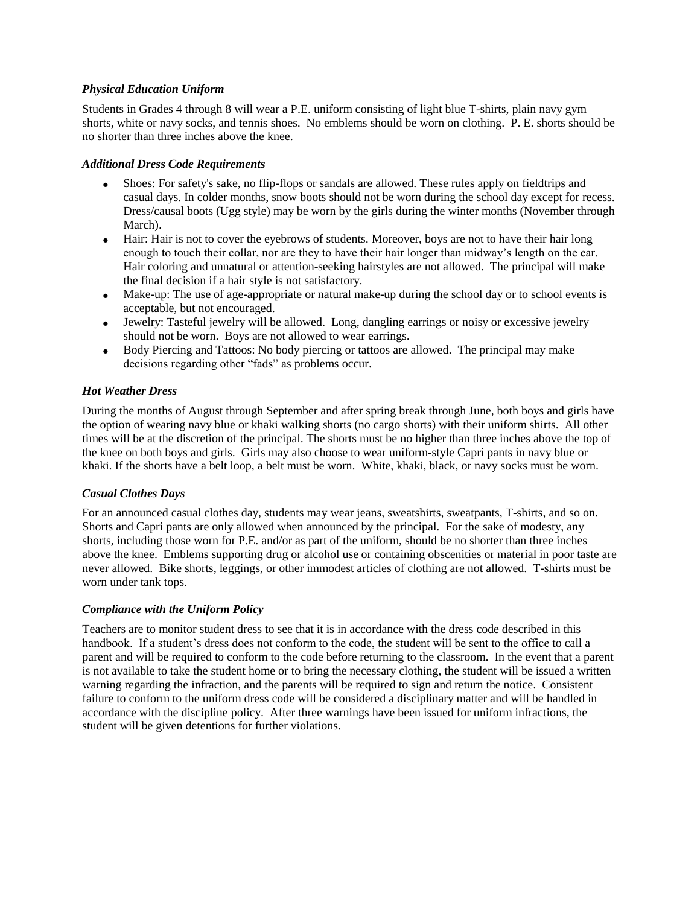### *Physical Education Uniform*

Students in Grades 4 through 8 will wear a P.E. uniform consisting of light blue T-shirts, plain navy gym shorts, white or navy socks, and tennis shoes. No emblems should be worn on clothing. P. E. shorts should be no shorter than three inches above the knee.

### *Additional Dress Code Requirements*

- Shoes: For safety's sake, no flip-flops or sandals are allowed. These rules apply on fieldtrips and casual days. In colder months, snow boots should not be worn during the school day except for recess. Dress/causal boots (Ugg style) may be worn by the girls during the winter months (November through March).
- Hair: Hair is not to cover the eyebrows of students. Moreover, boys are not to have their hair long enough to touch their collar, nor are they to have their hair longer than midway's length on the ear. Hair coloring and unnatural or attention-seeking hairstyles are not allowed. The principal will make the final decision if a hair style is not satisfactory.
- Make-up: The use of age-appropriate or natural make-up during the school day or to school events is acceptable, but not encouraged.
- Jewelry: Tasteful jewelry will be allowed. Long, dangling earrings or noisy or excessive jewelry should not be worn. Boys are not allowed to wear earrings.
- Body Piercing and Tattoos: No body piercing or tattoos are allowed. The principal may make decisions regarding other "fads" as problems occur.

### *Hot Weather Dress*

During the months of August through September and after spring break through June, both boys and girls have the option of wearing navy blue or khaki walking shorts (no cargo shorts) with their uniform shirts. All other times will be at the discretion of the principal. The shorts must be no higher than three inches above the top of the knee on both boys and girls. Girls may also choose to wear uniform-style Capri pants in navy blue or khaki. If the shorts have a belt loop, a belt must be worn. White, khaki, black, or navy socks must be worn.

### *Casual Clothes Days*

For an announced casual clothes day, students may wear jeans, sweatshirts, sweatpants, T-shirts, and so on. Shorts and Capri pants are only allowed when announced by the principal. For the sake of modesty, any shorts, including those worn for P.E. and/or as part of the uniform, should be no shorter than three inches above the knee. Emblems supporting drug or alcohol use or containing obscenities or material in poor taste are never allowed. Bike shorts, leggings, or other immodest articles of clothing are not allowed. T-shirts must be worn under tank tops.

### *Compliance with the Uniform Policy*

Teachers are to monitor student dress to see that it is in accordance with the dress code described in this handbook. If a student's dress does not conform to the code, the student will be sent to the office to call a parent and will be required to conform to the code before returning to the classroom. In the event that a parent is not available to take the student home or to bring the necessary clothing, the student will be issued a written warning regarding the infraction, and the parents will be required to sign and return the notice. Consistent failure to conform to the uniform dress code will be considered a disciplinary matter and will be handled in accordance with the discipline policy. After three warnings have been issued for uniform infractions, the student will be given detentions for further violations.